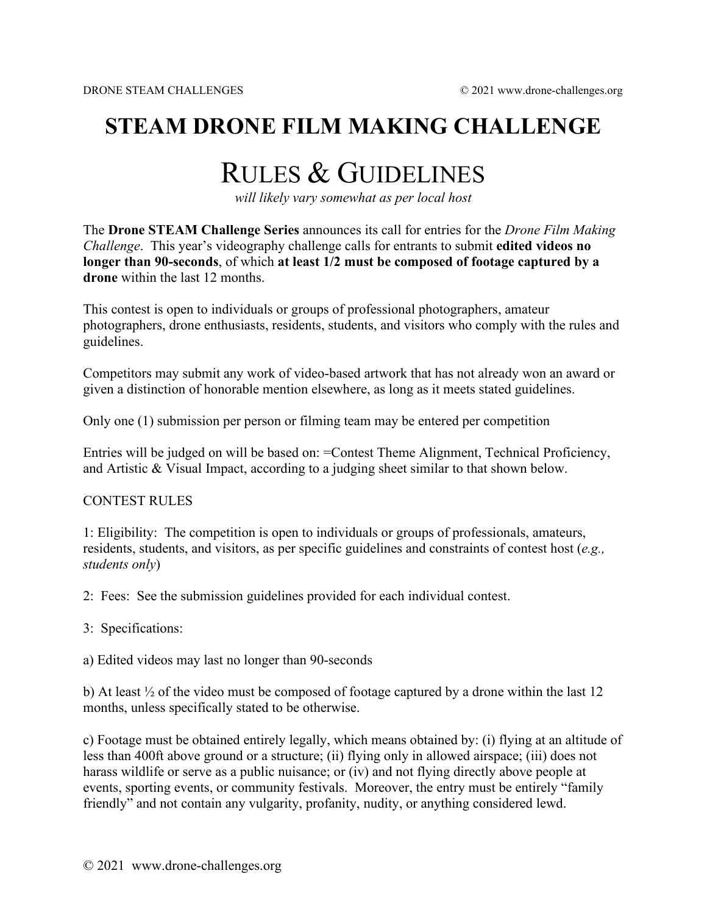# STEAM DRONE FILM MAKING CHALLENGE

## RULES & GUIDELINES

*will likely vary somewhat as per local host*

The **Drone STEAM Challenge Series** announces its call for entries for the *Drone Film Making Challenge*. This year's videography challenge calls for entrants to submit **edited videos no longer than 90-seconds**, of which **at least 1/2 must be composed of footage captured by a drone** within the last 12 months.

This contest is open to individuals or groups of professional photographers, amateur photographers, drone enthusiasts, residents, students, and visitors who comply with the rules and guidelines.

Competitors may submit any work of video-based artwork that has not already won an award or given a distinction of honorable mention elsewhere, as long as it meets stated guidelines.

Only one (1) submission per person or filming team may be entered per competition

Entries will be judged on will be based on: =Contest Theme Alignment, Technical Proficiency, and Artistic & Visual Impact, according to a judging sheet similar to that shown below.

CONTEST RULES

1: Eligibility: The competition is open to individuals or groups of professionals, amateurs, residents, students, and visitors, as per specific guidelines and constraints of contest host (*e.g., students only*)

2: Fees: See the submission guidelines provided for each individual contest.

3: Specifications:

a) Edited videos may last no longer than 90-seconds

b) At least ½ of the video must be composed of footage captured by a drone within the last 12 months, unless specifically stated to be otherwise.

c) Footage must be obtained entirely legally, which means obtained by: (i) flying at an altitude of less than 400ft above ground or a structure; (ii) flying only in allowed airspace; (iii) does not harass wildlife or serve as a public nuisance; or (iv) and not flying directly above people at events, sporting events, or community festivals. Moreover, the entry must be entirely "family friendly" and not contain any vulgarity, profanity, nudity, or anything considered lewd.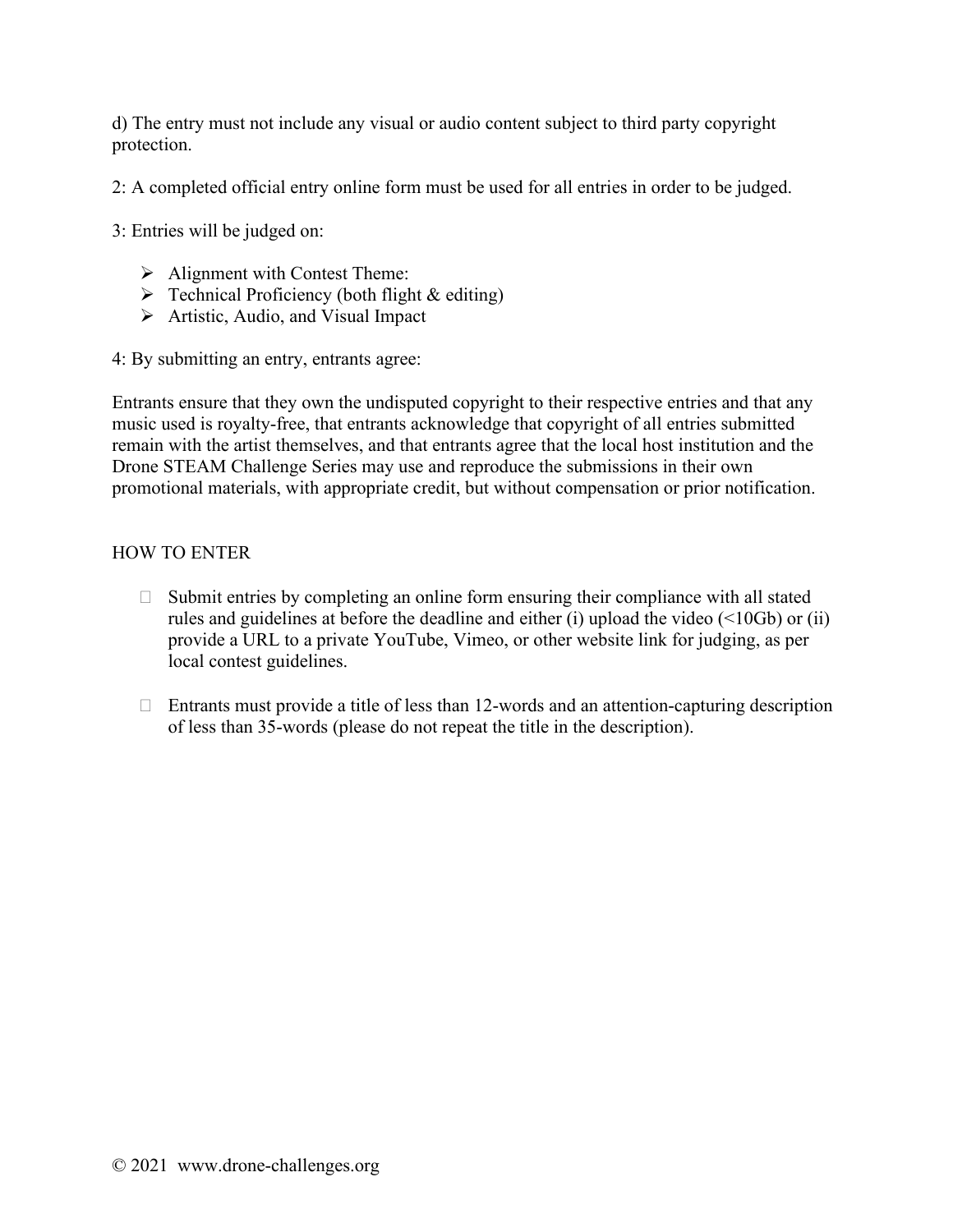d) The entry must not include any visual or audio content subject to third party copyright protection.

2: A completed official entry online form must be used for all entries in order to be judged.

3: Entries will be judged on:

- Alignment with Contest Theme:
- Technical Proficiency (both flight & editing)
- Artistic, Audio, and Visual Impact

4: By submitting an entry, entrants agree:

Entrants ensure that they own the undisputed copyright to their respective entries and that any music used is royalty-free, that entrants acknowledge that copyright of all entries submitted remain with the artist themselves, and that entrants agree that the local host institution and the Drone STEAM Challenge Series may use and reproduce the submissions in their own promotional materials, with appropriate credit, but without compensation or prior notification.

## HOW TO ENTER

- Submit entries by completing an online form ensuring their compliance with all stated rules and guidelines at before the deadline and either (i) upload the video (<10Gb) or (ii) provide a URL to a private YouTube, Vimeo, or other website link for judging, as per local contest guidelines.

- Entrants must provide a title of less than 12-words and an attention-capturing description of less than 35-words (please do not repeat the title in the description).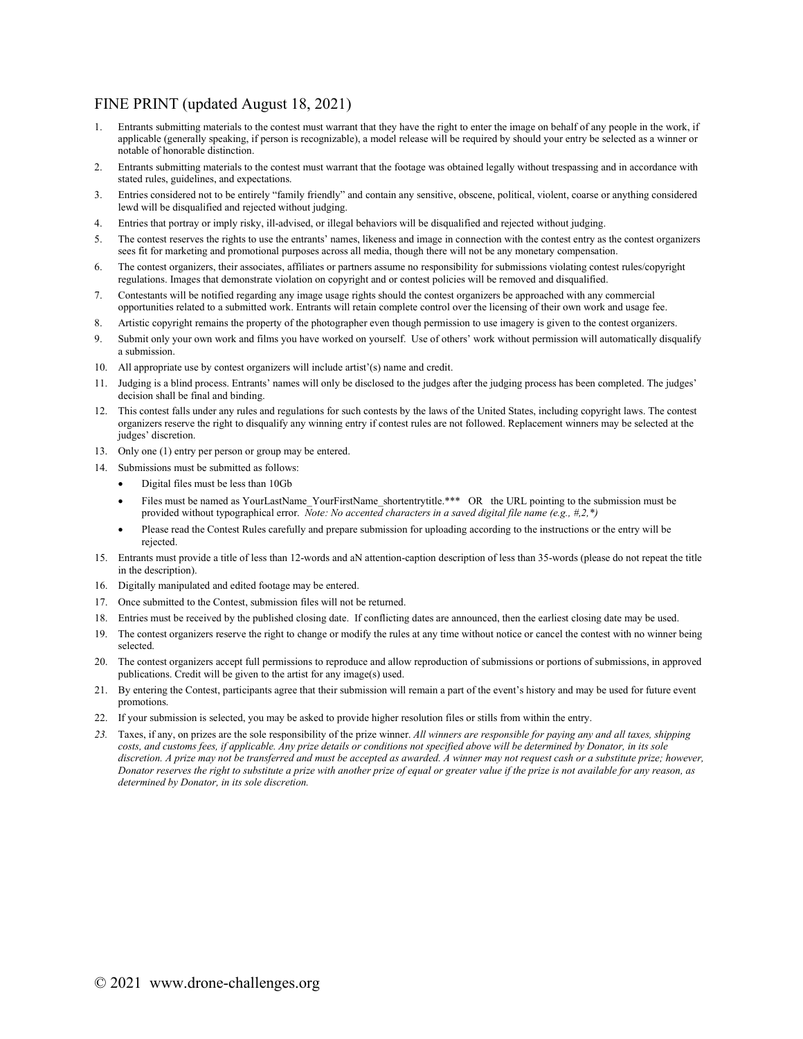## FINE PRINT (updated August 18, 2021)

1. Entrants submitting materials to the contest must warrant that they have the right to enter the image on behalf of any people in the work, if applicable (generally speaking, if person is recognizable), a model release will be required by should your entry be selected as a winner or notable of honorable distinction.
2. Entrants submitting materials to the contest must warrant that the footage was obtained legally without trespassing and in accordance with stated rules, guidelines, and expectations.
3. Entries considered not to be entirely "family friendly" and contain any sensitive, obscene, political, violent, coarse or anything considered lewd will be disqualified and rejected without judging.
4. Entries that portray or imply risky, ill-advised, or illegal behaviors will be disqualified and rejected without judging.
5. The contest reserves the rights to use the entrants' names, likeness and image in connection with the contest entry as the contest organizers sees fit for marketing and promotional purposes across all media, though there will not be any monetary compensation.
6. The contest organizers, their associates, affiliates or partners assume no responsibility for submissions violating contest rules/copyright regulations. Images that demonstrate violation on copyright and or contest policies will be removed and disqualified.
7. Contestants will be notified regarding any image usage rights should the contest organizers be approached with any commercial opportunities related to a submitted work. Entrants will retain complete control over the licensing of their own work and usage fee.
8. Artistic copyright remains the property of the photographer even though permission to use imagery is given to the contest organizers.
9. Submit only your own work and films you have worked on yourself. Use of others' work without permission will automatically disqualify a submission.
10. All appropriate use by contest organizers will include artist'(s) name and credit.
11. Judging is a blind process. Entrants' names will only be disclosed to the judges after the judging process has been completed. The judges' decision shall be final and binding.
12. This contest falls under any rules and regulations for such contests by the laws of the United States, including copyright laws. The contest organizers reserve the right to disqualify any winning entry if contest rules are not followed. Replacement winners may be selected at the judges' discretion.
13. Only one (1) entry per person or group may be entered.
14. Submissions must be submitted as follows:
    - Digital files must be less than 10Gb
    - Files must be named as YourLastName_YourFirstName_shortentrytitle.*** OR the URL pointing to the submission must be provided without typographical error. *Note: No accented characters in a saved digital file name (e.g., #,2,*)*
    - Please read the Contest Rules carefully and prepare submission for uploading according to the instructions or the entry will be rejected.
15. Entrants must provide a title of less than 12-words and aN attention-caption description of less than 35-words (please do not repeat the title in the description).
16. Digitally manipulated and edited footage may be entered.
17. Once submitted to the Contest, submission files will not be returned.
18. Entries must be received by the published closing date. If conflicting dates are announced, then the earliest closing date may be used.
19. The contest organizers reserve the right to change or modify the rules at any time without notice or cancel the contest with no winner being selected.
20. The contest organizers accept full permissions to reproduce and allow reproduction of submissions or portions of submissions, in approved publications. Credit will be given to the artist for any image(s) used.
21. By entering the Contest, participants agree that their submission will remain a part of the event's history and may be used for future event promotions.
22. If your submission is selected, you may be asked to provide higher resolution files or stills from within the entry.
23. Taxes, if any, on prizes are the sole responsibility of the prize winner. *All winners are responsible for paying any and all taxes, shipping costs, and customs fees, if applicable. Any prize details or conditions not specified above will be determined by Donator, in its sole discretion. A prize may not be transferred and must be accepted as awarded. A winner may not request cash or a substitute prize; however, Donator reserves the right to substitute a prize with another prize of equal or greater value if the prize is not available for any reason, as determined by Donator, in its sole discretion.*

© 2021 www.drone-challenges.org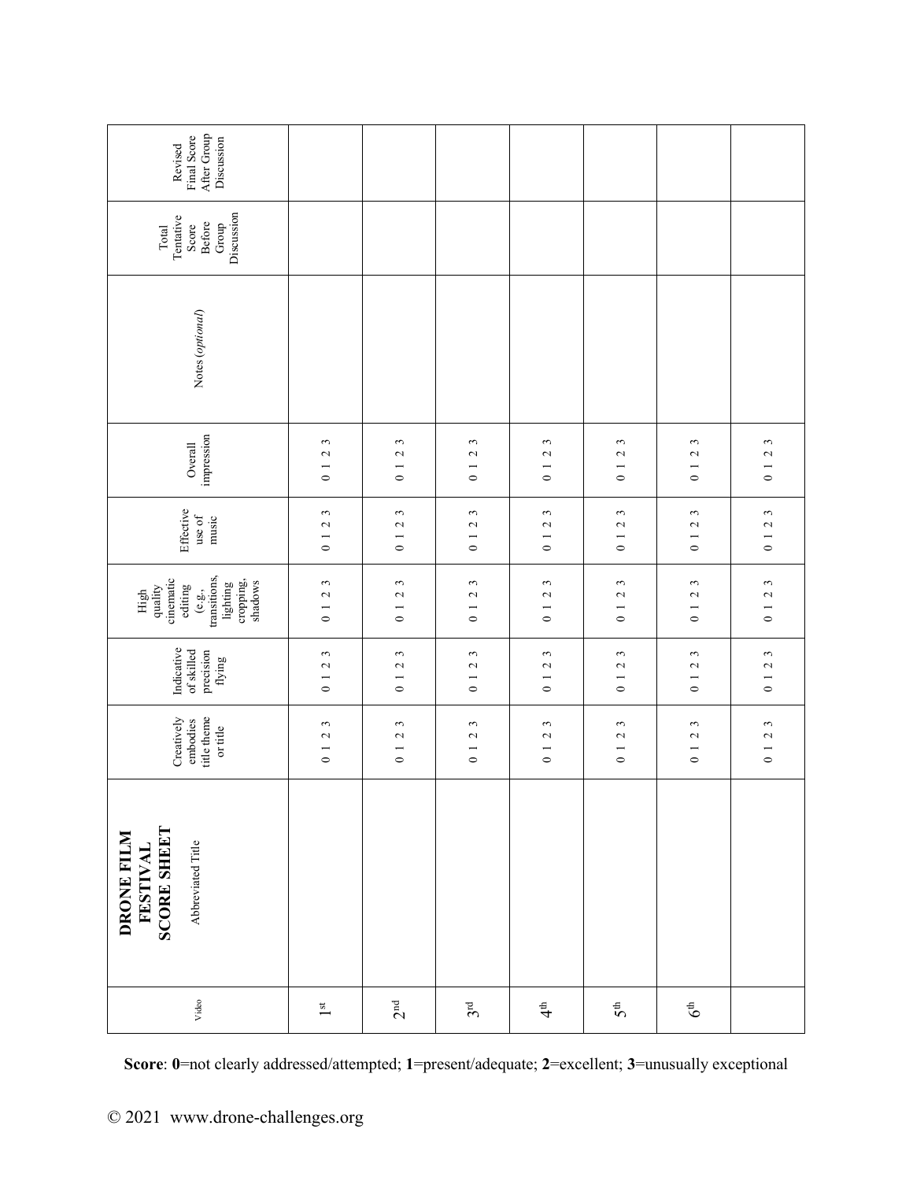# DRONE FILM FESTIVAL SCORE SHEET

| Video | Abbreviated Title | Creatively embodies title theme or title | Indicative of skilled precision flying | High quality cinematic editing (e.g., transitions, lighting cropping, shadows | Effective use of music | Overall impression | Notes (*optional*) | Total Tentative Score Before Group Discussion | Revised Final Score After Group Discussion |
|---|---|---|---|---|---|---|---|---|---|
| 1st | | 0 1 2 3 | 0 1 2 3 | 0 1 2 3 | 0 1 2 3 | 0 1 2 3 | | | |
| 2nd | | 0 1 2 3 | 0 1 2 3 | 0 1 2 3 | 0 1 2 3 | 0 1 2 3 | | | |
| 3rd | | 0 1 2 3 | 0 1 2 3 | 0 1 2 3 | 0 1 2 3 | 0 1 2 3 | | | |
| 4th | | 0 1 2 3 | 0 1 2 3 | 0 1 2 3 | 0 1 2 3 | 0 1 2 3 | | | |
| 5th | | 0 1 2 3 | 0 1 2 3 | 0 1 2 3 | 0 1 2 3 | 0 1 2 3 | | | |
| 6th | | 0 1 2 3 | 0 1 2 3 | 0 1 2 3 | 0 1 2 3 | 0 1 2 3 | | | |
| | | 0 1 2 3 | 0 1 2 3 | 0 1 2 3 | 0 1 2 3 | 0 1 2 3 | | | |

**Score**: **0**=not clearly addressed/attempted; **1**=present/adequate; **2**=excellent; **3**=unusually exceptional

© 2021 www.drone-challenges.org